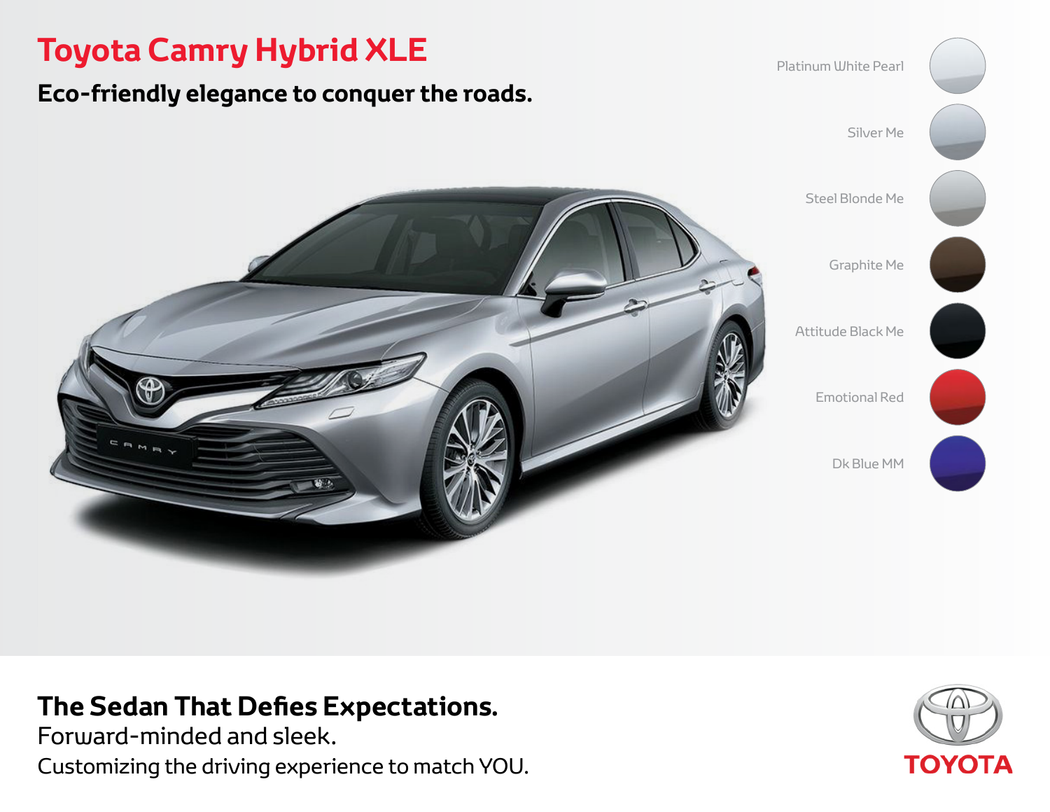# Toyota Camry Hybrid XLE

## Eco-friendly elegance to conquer the roads.

- Platinum White Pearl
- Silver Me
- Steel Blonde Me
- Graphite Me
- Attitude Black Me
- Emotional Red
- Dk Blue MM

## The Sedan That Defies Expectations.

Forward-minded and sleek.

Customizing the driving experience to match YOU.

TOYOTA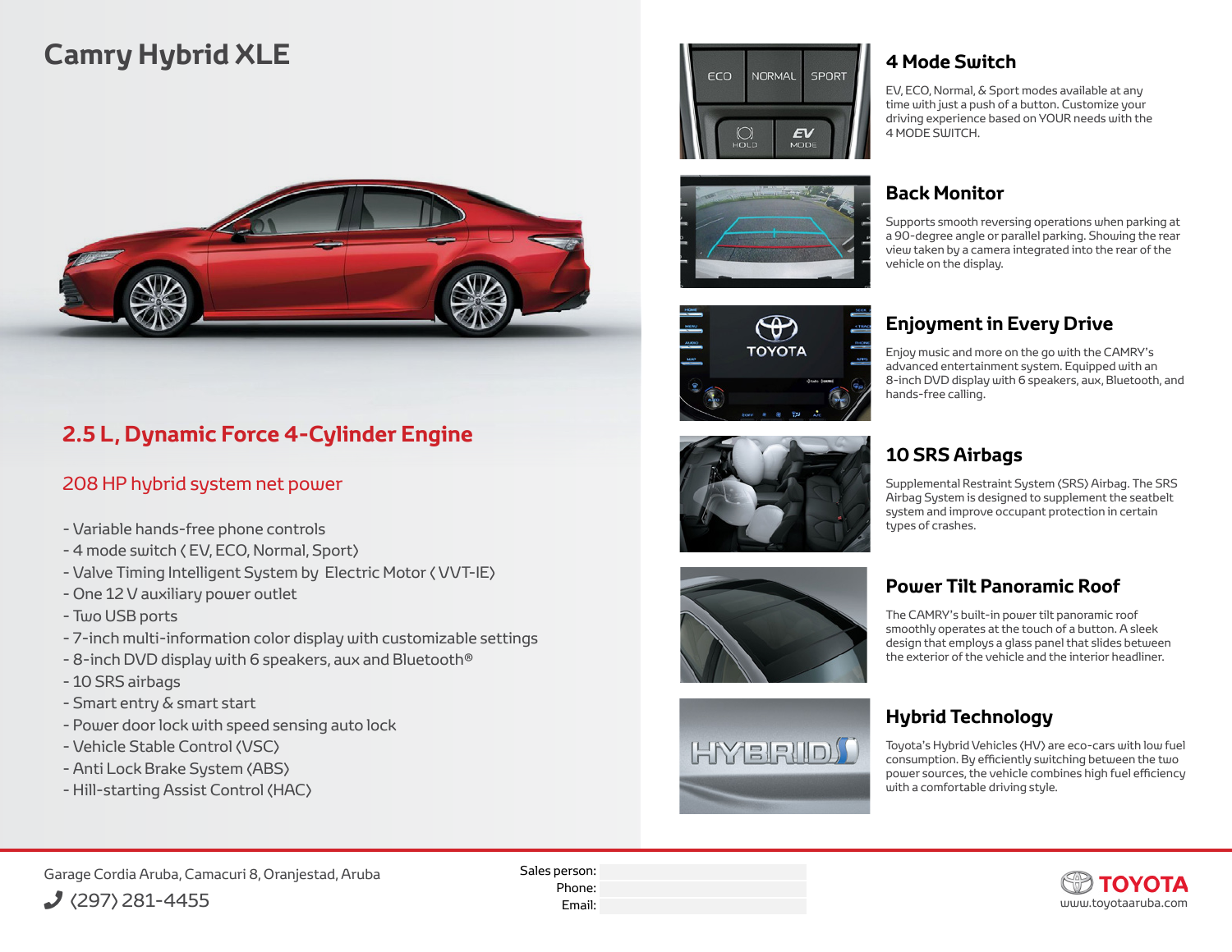# Camry Hybrid XLE

## 2.5 L, Dynamic Force 4-Cylinder Engine

### 208 HP hybrid system net power

- Variable hands-free phone controls
- 4 mode switch ( EV, ECO, Normal, Sport)
- Valve Timing Intelligent System by Electric Motor ( VVT-IE)
- One 12 V auxiliary power outlet
- Two USB ports
- 7-inch multi-information color display with customizable settings
- 8-inch DVD display with 6 speakers, aux and Bluetooth®
- 10 SRS airbags
- Smart entry & smart start
- Power door lock with speed sensing auto lock
- Vehicle Stable Control (VSC)
- Anti Lock Brake System (ABS)
- Hill-starting Assist Control (HAC)

### 4 Mode Switch

EV, ECO, Normal, & Sport modes available at any time with just a push of a button. Customize your driving experience based on YOUR needs with the 4 MODE SWITCH.

### Back Monitor

Supports smooth reversing operations when parking at a 90-degree angle or parallel parking. Showing the rear view taken by a camera integrated into the rear of the vehicle on the display.

### Enjoyment in Every Drive

Enjoy music and more on the go with the CAMRY's advanced entertainment system. Equipped with an 8-inch DVD display with 6 speakers, aux, Bluetooth, and hands-free calling.

### 10 SRS Airbags

Supplemental Restraint System (SRS) Airbag. The SRS Airbag System is designed to supplement the seatbelt system and improve occupant protection in certain types of crashes.

### Power Tilt Panoramic Roof

The CAMRY's built-in power tilt panoramic roof smoothly operates at the touch of a button. A sleek design that employs a glass panel that slides between the exterior of the vehicle and the interior headliner.

### Hybrid Technology

Toyota's Hybrid Vehicles (HV) are eco-cars with low fuel consumption. By efficiently switching between the two power sources, the vehicle combines high fuel efficiency with a comfortable driving style.

Garage Cordia Aruba, Camacuri 8, Oranjestad, Aruba

(297) 281-4455

Sales person:
Phone:
Email:

TOYOTA
www.toyotaaruba.com